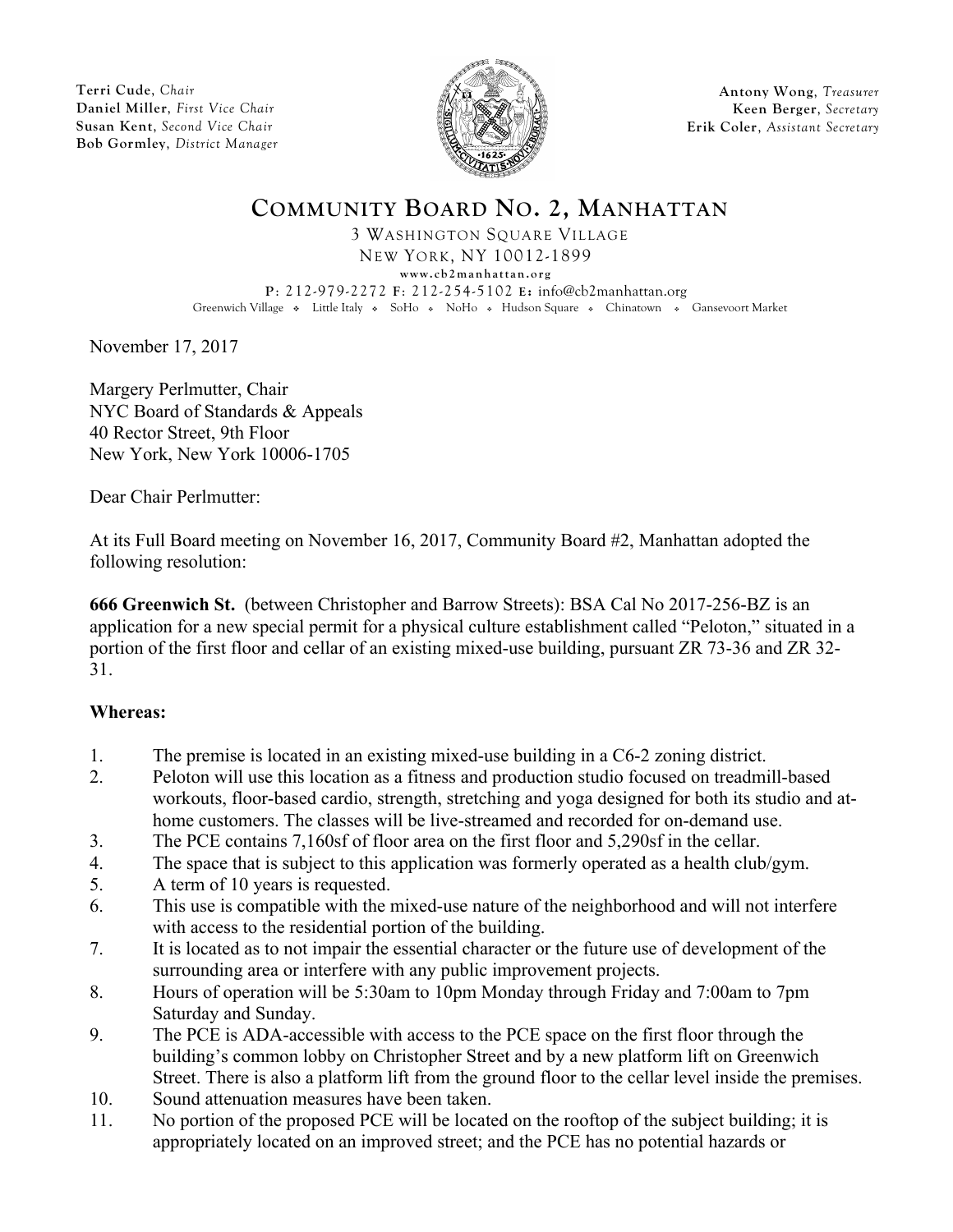Terri Cude, *Chair*
Daniel Miller, *First Vice Chair*
Susan Kent, *Second Vice Chair*
Bob Gormley, *District Manager*

Antony Wong, *Treasurer*
Keen Berger, *Secretary*
Erik Coler, *Assistant Secretary*

# COMMUNITY BOARD NO. 2, MANHATTAN

3 WASHINGTON SQUARE VILLAGE
NEW YORK, NY 10012-1899
www.cb2manhattan.org
P: 212-979-2272 F: 212-254-5102 E: info@cb2manhattan.org
Greenwich Village ❖ Little Italy ❖ SoHo ❖ NoHo ❖ Hudson Square ❖ Chinatown ❖ Gansevoort Market

November 17, 2017

Margery Perlmutter, Chair
NYC Board of Standards & Appeals
40 Rector Street, 9th Floor
New York, New York 10006-1705

Dear Chair Perlmutter:

At its Full Board meeting on November 16, 2017, Community Board #2, Manhattan adopted the following resolution:

**666 Greenwich St.** (between Christopher and Barrow Streets): BSA Cal No 2017-256-BZ is an application for a new special permit for a physical culture establishment called "Peloton," situated in a portion of the first floor and cellar of an existing mixed-use building, pursuant ZR 73-36 and ZR 32-31.

**Whereas:**

1. The premise is located in an existing mixed-use building in a C6-2 zoning district.
2. Peloton will use this location as a fitness and production studio focused on treadmill-based workouts, floor-based cardio, strength, stretching and yoga designed for both its studio and at-home customers. The classes will be live-streamed and recorded for on-demand use.
3. The PCE contains 7,160sf of floor area on the first floor and 5,290sf in the cellar.
4. The space that is subject to this application was formerly operated as a health club/gym.
5. A term of 10 years is requested.
6. This use is compatible with the mixed-use nature of the neighborhood and will not interfere with access to the residential portion of the building.
7. It is located as to not impair the essential character or the future use of development of the surrounding area or interfere with any public improvement projects.
8. Hours of operation will be 5:30am to 10pm Monday through Friday and 7:00am to 7pm Saturday and Sunday.
9. The PCE is ADA-accessible with access to the PCE space on the first floor through the building's common lobby on Christopher Street and by a new platform lift on Greenwich Street. There is also a platform lift from the ground floor to the cellar level inside the premises.
10. Sound attenuation measures have been taken.
11. No portion of the proposed PCE will be located on the rooftop of the subject building; it is appropriately located on an improved street; and the PCE has no potential hazards or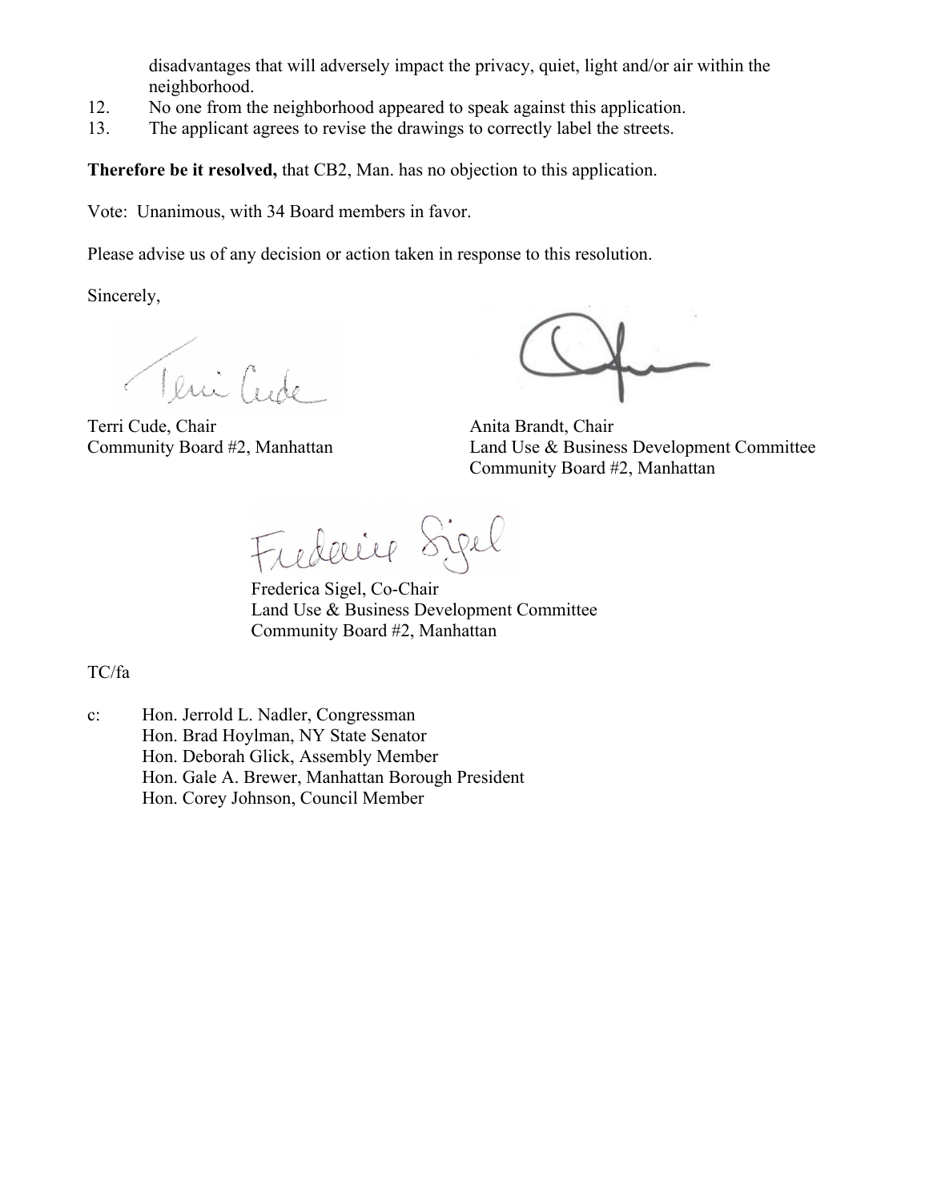disadvantages that will adversely impact the privacy, quiet, light and/or air within the neighborhood.

12. No one from the neighborhood appeared to speak against this application.
13. The applicant agrees to revise the drawings to correctly label the streets.

**Therefore be it resolved,** that CB2, Man. has no objection to this application.

Vote: Unanimous, with 34 Board members in favor.

Please advise us of any decision or action taken in response to this resolution.

Sincerely,

Terri Cude, Chair
Community Board #2, Manhattan

Anita Brandt, Chair
Land Use & Business Development Committee
Community Board #2, Manhattan

Frederica Sigel, Co-Chair
Land Use & Business Development Committee
Community Board #2, Manhattan

TC/fa

c: Hon. Jerrold L. Nadler, Congressman
Hon. Brad Hoylman, NY State Senator
Hon. Deborah Glick, Assembly Member
Hon. Gale A. Brewer, Manhattan Borough President
Hon. Corey Johnson, Council Member